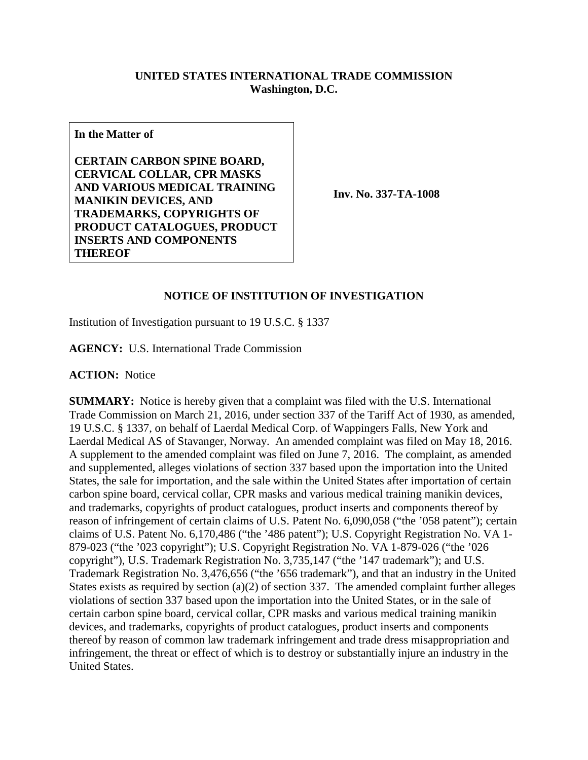**UNITED STATES INTERNATIONAL TRADE COMMISSION**
**Washington, D.C.**

**In the Matter of**

**CERTAIN CARBON SPINE BOARD, CERVICAL COLLAR, CPR MASKS AND VARIOUS MEDICAL TRAINING MANIKIN DEVICES, AND TRADEMARKS, COPYRIGHTS OF PRODUCT CATALOGUES, PRODUCT INSERTS AND COMPONENTS THEREOF**

**Inv. No. 337-TA-1008**

## NOTICE OF INSTITUTION OF INVESTIGATION

Institution of Investigation pursuant to 19 U.S.C. § 1337

**AGENCY:** U.S. International Trade Commission

**ACTION:** Notice

**SUMMARY:** Notice is hereby given that a complaint was filed with the U.S. International Trade Commission on March 21, 2016, under section 337 of the Tariff Act of 1930, as amended, 19 U.S.C. § 1337, on behalf of Laerdal Medical Corp. of Wappingers Falls, New York and Laerdal Medical AS of Stavanger, Norway. An amended complaint was filed on May 18, 2016. A supplement to the amended complaint was filed on June 7, 2016. The complaint, as amended and supplemented, alleges violations of section 337 based upon the importation into the United States, the sale for importation, and the sale within the United States after importation of certain carbon spine board, cervical collar, CPR masks and various medical training manikin devices, and trademarks, copyrights of product catalogues, product inserts and components thereof by reason of infringement of certain claims of U.S. Patent No. 6,090,058 ("the '058 patent"); certain claims of U.S. Patent No. 6,170,486 ("the '486 patent"); U.S. Copyright Registration No. VA 1-879-023 ("the '023 copyright"); U.S. Copyright Registration No. VA 1-879-026 ("the '026 copyright"), U.S. Trademark Registration No. 3,735,147 ("the '147 trademark"); and U.S. Trademark Registration No. 3,476,656 ("the '656 trademark"), and that an industry in the United States exists as required by section (a)(2) of section 337. The amended complaint further alleges violations of section 337 based upon the importation into the United States, or in the sale of certain carbon spine board, cervical collar, CPR masks and various medical training manikin devices, and trademarks, copyrights of product catalogues, product inserts and components thereof by reason of common law trademark infringement and trade dress misappropriation and infringement, the threat or effect of which is to destroy or substantially injure an industry in the United States.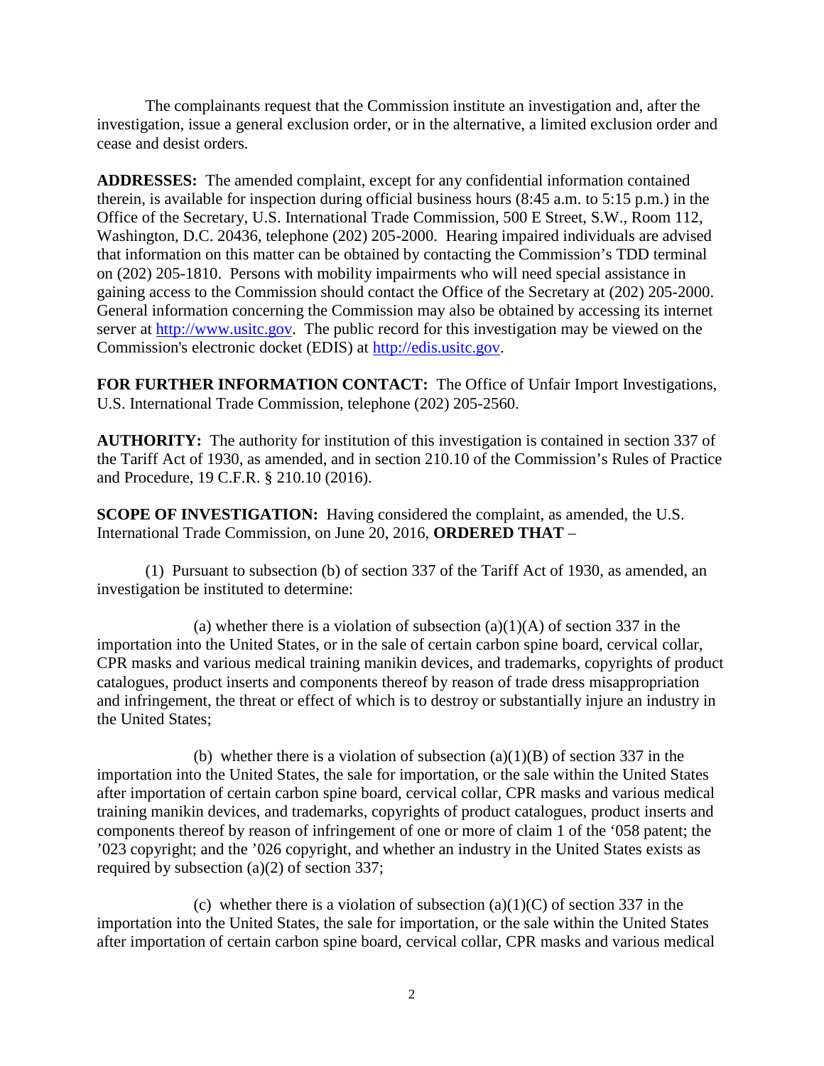The complainants request that the Commission institute an investigation and, after the investigation, issue a general exclusion order, or in the alternative, a limited exclusion order and cease and desist orders.

**ADDRESSES:** The amended complaint, except for any confidential information contained therein, is available for inspection during official business hours (8:45 a.m. to 5:15 p.m.) in the Office of the Secretary, U.S. International Trade Commission, 500 E Street, S.W., Room 112, Washington, D.C. 20436, telephone (202) 205-2000. Hearing impaired individuals are advised that information on this matter can be obtained by contacting the Commission's TDD terminal on (202) 205-1810. Persons with mobility impairments who will need special assistance in gaining access to the Commission should contact the Office of the Secretary at (202) 205-2000. General information concerning the Commission may also be obtained by accessing its internet server at http://www.usitc.gov. The public record for this investigation may be viewed on the Commission's electronic docket (EDIS) at http://edis.usitc.gov.

**FOR FURTHER INFORMATION CONTACT:** The Office of Unfair Import Investigations, U.S. International Trade Commission, telephone (202) 205-2560.

**AUTHORITY:** The authority for institution of this investigation is contained in section 337 of the Tariff Act of 1930, as amended, and in section 210.10 of the Commission's Rules of Practice and Procedure, 19 C.F.R. § 210.10 (2016).

**SCOPE OF INVESTIGATION:** Having considered the complaint, as amended, the U.S. International Trade Commission, on June 20, 2016, **ORDERED THAT** –

(1) Pursuant to subsection (b) of section 337 of the Tariff Act of 1930, as amended, an investigation be instituted to determine:

(a) whether there is a violation of subsection (a)(1)(A) of section 337 in the importation into the United States, or in the sale of certain carbon spine board, cervical collar, CPR masks and various medical training manikin devices, and trademarks, copyrights of product catalogues, product inserts and components thereof by reason of trade dress misappropriation and infringement, the threat or effect of which is to destroy or substantially injure an industry in the United States;

(b) whether there is a violation of subsection (a)(1)(B) of section 337 in the importation into the United States, the sale for importation, or the sale within the United States after importation of certain carbon spine board, cervical collar, CPR masks and various medical training manikin devices, and trademarks, copyrights of product catalogues, product inserts and components thereof by reason of infringement of one or more of claim 1 of the '058 patent; the '023 copyright; and the '026 copyright, and whether an industry in the United States exists as required by subsection (a)(2) of section 337;

(c) whether there is a violation of subsection (a)(1)(C) of section 337 in the importation into the United States, the sale for importation, or the sale within the United States after importation of certain carbon spine board, cervical collar, CPR masks and various medical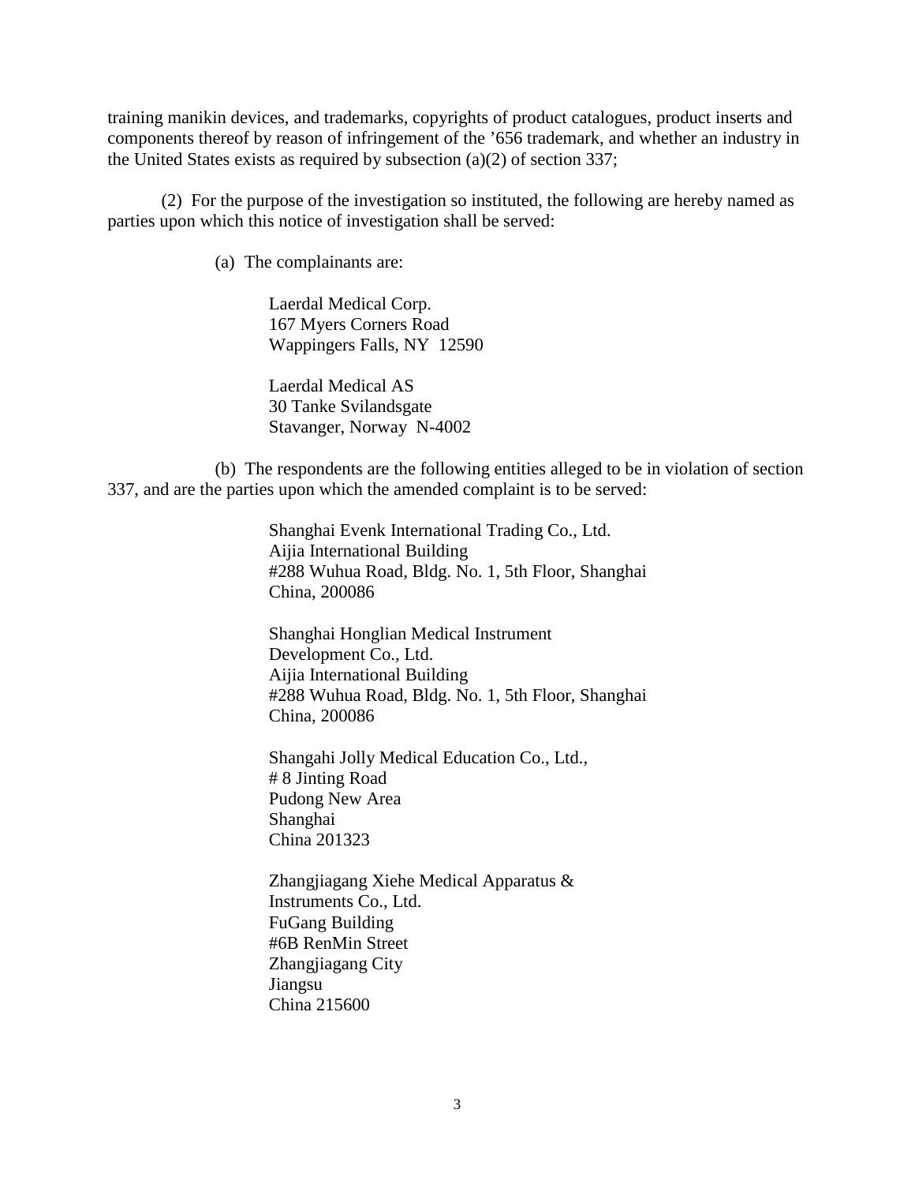training manikin devices, and trademarks, copyrights of product catalogues, product inserts and components thereof by reason of infringement of the ’656 trademark, and whether an industry in the United States exists as required by subsection (a)(2) of section 337;

(2) For the purpose of the investigation so instituted, the following are hereby named as parties upon which this notice of investigation shall be served:

(a) The complainants are:

Laerdal Medical Corp.
167 Myers Corners Road
Wappingers Falls, NY 12590

Laerdal Medical AS
30 Tanke Svilandsgate
Stavanger, Norway N-4002

(b) The respondents are the following entities alleged to be in violation of section 337, and are the parties upon which the amended complaint is to be served:

Shanghai Evenk International Trading Co., Ltd.
Aijia International Building
#288 Wuhua Road, Bldg. No. 1, 5th Floor, Shanghai
China, 200086

Shanghai Honglian Medical Instrument
Development Co., Ltd.
Aijia International Building
#288 Wuhua Road, Bldg. No. 1, 5th Floor, Shanghai
China, 200086

Shangahi Jolly Medical Education Co., Ltd.,
# 8 Jinting Road
Pudong New Area
Shanghai
China 201323

Zhangjiagang Xiehe Medical Apparatus &
Instruments Co., Ltd.
FuGang Building
#6B RenMin Street
Zhangjiagang City
Jiangsu
China 215600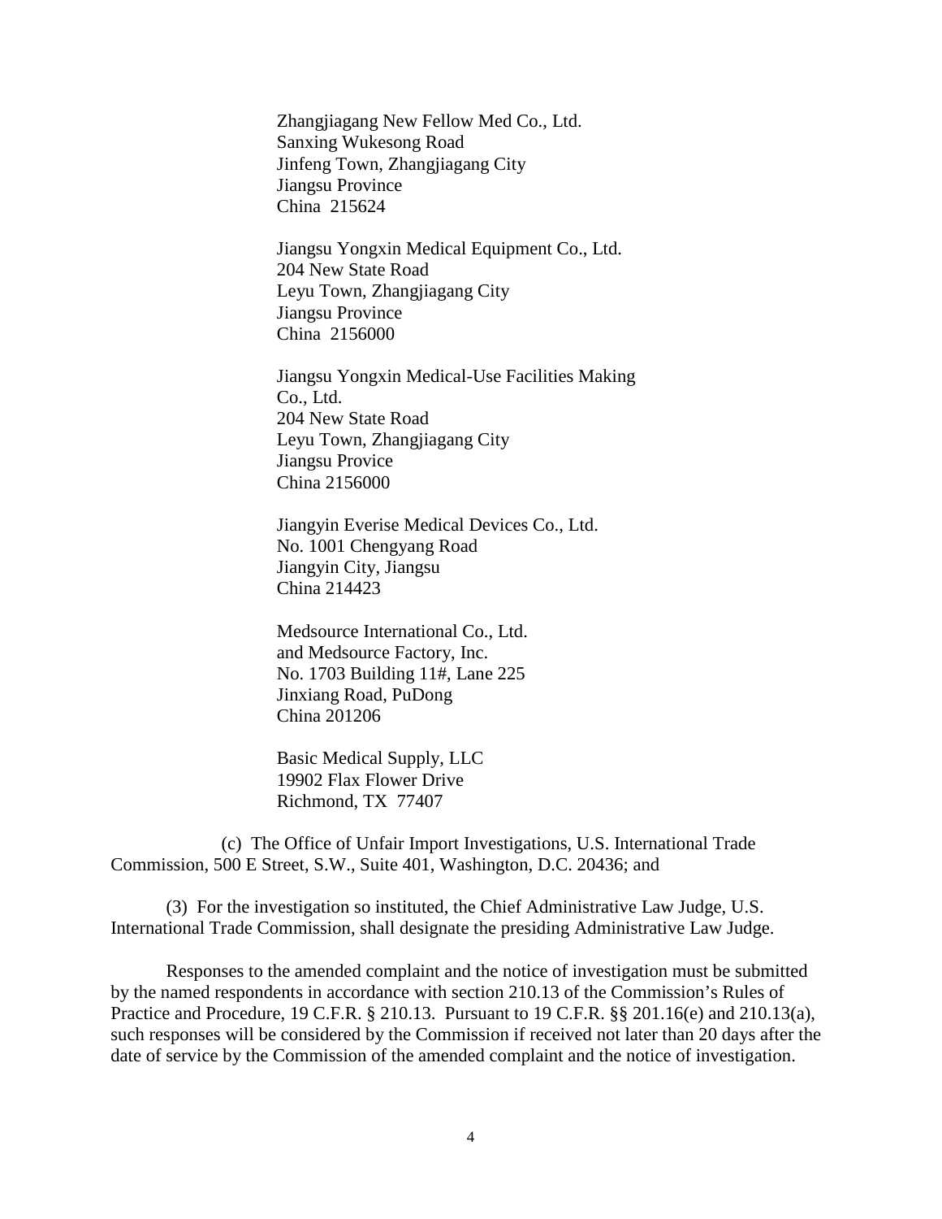Zhangjiagang New Fellow Med Co., Ltd.
Sanxing Wukesong Road
Jinfeng Town, Zhangjiagang City
Jiangsu Province
China 215624

Jiangsu Yongxin Medical Equipment Co., Ltd.
204 New State Road
Leyu Town, Zhangjiagang City
Jiangsu Province
China 2156000

Jiangsu Yongxin Medical-Use Facilities Making Co., Ltd.
204 New State Road
Leyu Town, Zhangjiagang City
Jiangsu Provice
China 2156000

Jiangyin Everise Medical Devices Co., Ltd.
No. 1001 Chengyang Road
Jiangyin City, Jiangsu
China 214423

Medsource International Co., Ltd.
and Medsource Factory, Inc.
No. 1703 Building 11#, Lane 225
Jinxiang Road, PuDong
China 201206

Basic Medical Supply, LLC
19902 Flax Flower Drive
Richmond, TX 77407

(c) The Office of Unfair Import Investigations, U.S. International Trade Commission, 500 E Street, S.W., Suite 401, Washington, D.C. 20436; and

(3) For the investigation so instituted, the Chief Administrative Law Judge, U.S. International Trade Commission, shall designate the presiding Administrative Law Judge.

Responses to the amended complaint and the notice of investigation must be submitted by the named respondents in accordance with section 210.13 of the Commission's Rules of Practice and Procedure, 19 C.F.R. § 210.13. Pursuant to 19 C.F.R. §§ 201.16(e) and 210.13(a), such responses will be considered by the Commission if received not later than 20 days after the date of service by the Commission of the amended complaint and the notice of investigation.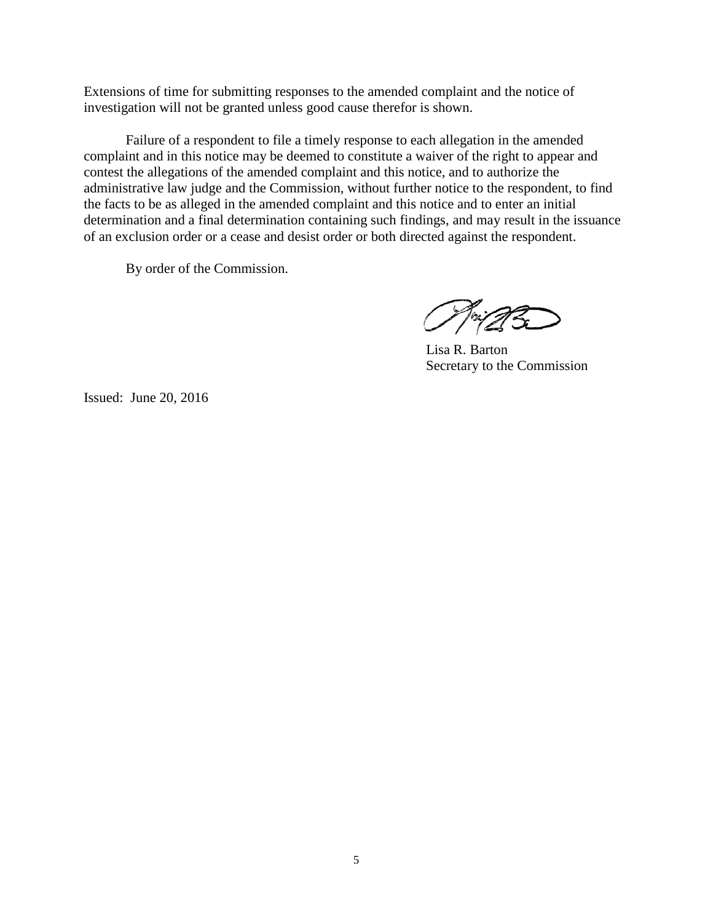Extensions of time for submitting responses to the amended complaint and the notice of investigation will not be granted unless good cause therefor is shown.

Failure of a respondent to file a timely response to each allegation in the amended complaint and in this notice may be deemed to constitute a waiver of the right to appear and contest the allegations of the amended complaint and this notice, and to authorize the administrative law judge and the Commission, without further notice to the respondent, to find the facts to be as alleged in the amended complaint and this notice and to enter an initial determination and a final determination containing such findings, and may result in the issuance of an exclusion order or a cease and desist order or both directed against the respondent.

By order of the Commission.

Lisa R. Barton
Secretary to the Commission

Issued: June 20, 2016